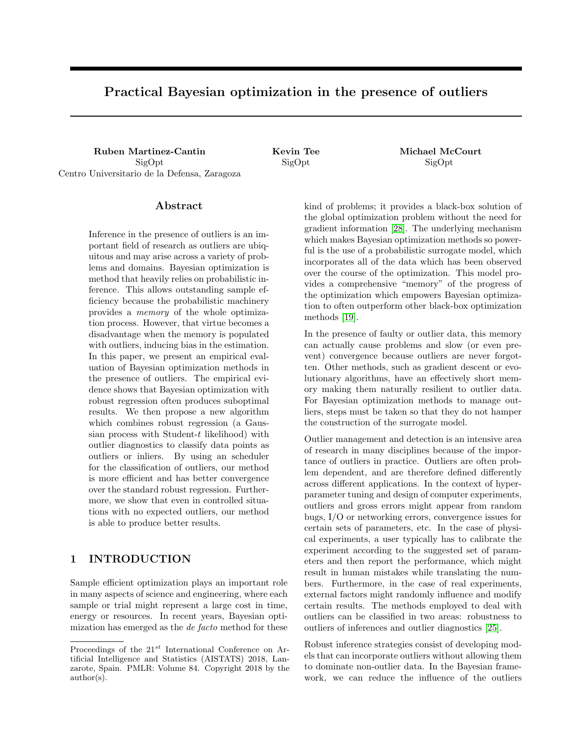# Practical Bayesian optimization in the presence of outliers

**Ruben Martinez-Cantin**
SigOpt
Centro Universitario de la Defensa, Zaragoza

**Kevin Tee**
SigOpt

**Michael McCourt**
SigOpt

## Abstract

Inference in the presence of outliers is an important field of research as outliers are ubiquitous and may arise across a variety of problems and domains. Bayesian optimization is method that heavily relies on probabilistic inference. This allows outstanding sample efficiency because the probabilistic machinery provides a *memory* of the whole optimization process. However, that virtue becomes a disadvantage when the memory is populated with outliers, inducing bias in the estimation. In this paper, we present an empirical evaluation of Bayesian optimization methods in the presence of outliers. The empirical evidence shows that Bayesian optimization with robust regression often produces suboptimal results. We then propose a new algorithm which combines robust regression (a Gaussian process with Student-$t$ likelihood) with outlier diagnostics to classify data points as outliers or inliers. By using an scheduler for the classification of outliers, our method is more efficient and has better convergence over the standard robust regression. Furthermore, we show that even in controlled situations with no expected outliers, our method is able to produce better results.

## 1 INTRODUCTION

Sample efficient optimization plays an important role in many aspects of science and engineering, where each sample or trial might represent a large cost in time, energy or resources. In recent years, Bayesian optimization has emerged as the *de facto* method for these kind of problems; it provides a black-box solution of the global optimization problem without the need for gradient information [28]. The underlying mechanism which makes Bayesian optimization methods so powerful is the use of a probabilistic surrogate model, which incorporates all of the data which has been observed over the course of the optimization. This model provides a comprehensive "memory" of the progress of the optimization which empowers Bayesian optimization to often outperform other black-box optimization methods [19].

In the presence of faulty or outlier data, this memory can actually cause problems and slow (or even prevent) convergence because outliers are never forgotten. Other methods, such as gradient descent or evolutionary algorithms, have an effectively short memory making them naturally resilient to outlier data. For Bayesian optimization methods to manage outliers, steps must be taken so that they do not hamper the construction of the surrogate model.

Outlier management and detection is an intensive area of research in many disciplines because of the importance of outliers in practice. Outliers are often problem dependent, and are therefore defined differently across different applications. In the context of hyperparameter tuning and design of computer experiments, outliers and gross errors might appear from random bugs, I/O or networking errors, convergence issues for certain sets of parameters, etc. In the case of physical experiments, a user typically has to calibrate the experiment according to the suggested set of parameters and then report the performance, which might result in human mistakes while translating the numbers. Furthermore, in the case of real experiments, external factors might randomly influence and modify certain results. The methods employed to deal with outliers can be classified in two areas: robustness to outliers of inferences and outlier diagnostics [25].

Robust inference strategies consist of developing models that can incorporate outliers without allowing them to dominate non-outlier data. In the Bayesian framework, we can reduce the influence of the outliers

Proceedings of the 21[st] International Conference on Artificial Intelligence and Statistics (AISTATS) 2018, Lanzarote, Spain. PMLR: Volume 84. Copyright 2018 by the author(s).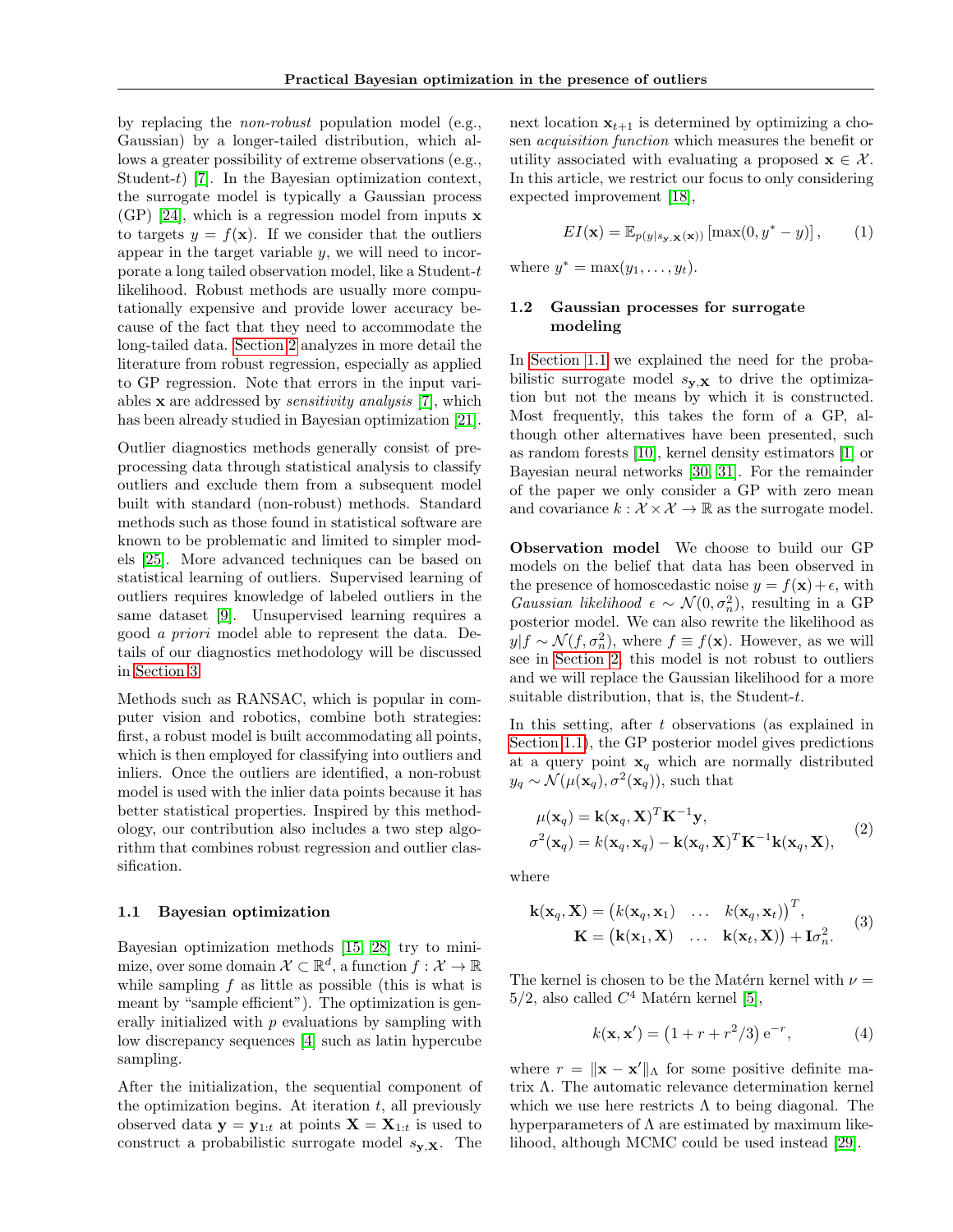by replacing the *non-robust* population model (e.g., Gaussian) by a longer-tailed distribution, which allows a greater possibility of extreme observations (e.g., Student-$t$) [7]. In the Bayesian optimization context, the surrogate model is typically a Gaussian process (GP) [24], which is a regression model from inputs $\mathbf{x}$ to targets $y = f(\mathbf{x})$. If we consider that the outliers appear in the target variable $y$, we will need to incorporate a long tailed observation model, like a Student-$t$ likelihood. Robust methods are usually more computationally expensive and provide lower accuracy because of the fact that they need to accommodate the long-tailed data. Section 2 analyzes in more detail the literature from robust regression, especially as applied to GP regression. Note that errors in the input variables $\mathbf{x}$ are addressed by *sensitivity analysis* [7], which has been already studied in Bayesian optimization [21].

Outlier diagnostics methods generally consist of preprocessing data through statistical analysis to classify outliers and exclude them from a subsequent model built with standard (non-robust) methods. Standard methods such as those found in statistical software are known to be problematic and limited to simpler models [25]. More advanced techniques can be based on statistical learning of outliers. Supervised learning of outliers requires knowledge of labeled outliers in the same dataset [9]. Unsupervised learning requires a good *a priori* model able to represent the data. Details of our diagnostics methodology will be discussed in Section 3.

Methods such as RANSAC, which is popular in computer vision and robotics, combine both strategies: first, a robust model is built accommodating all points, which is then employed for classifying into outliers and inliers. Once the outliers are identified, a non-robust model is used with the inlier data points because it has better statistical properties. Inspired by this methodology, our contribution also includes a two step algorithm that combines robust regression and outlier classification.

### 1.1 Bayesian optimization

Bayesian optimization methods [15, 28] try to minimize, over some domain $\mathcal{X} \subset \mathbb{R}^d$, a function $f : \mathcal{X} \to \mathbb{R}$ while sampling $f$ as little as possible (this is what is meant by "sample efficient"). The optimization is generally initialized with $p$ evaluations by sampling with low discrepancy sequences [4] such as latin hypercube sampling.

After the initialization, the sequential component of the optimization begins. At iteration $t$, all previously observed data $\mathbf{y} = \mathbf{y}_{1:t}$ at points $\mathbf{X} = \mathbf{X}_{1:t}$ is used to construct a probabilistic surrogate model $s_{\mathbf{y},\mathbf{X}}$. The next location $\mathbf{x}_{t+1}$ is determined by optimizing a chosen *acquisition function* which measures the benefit or utility associated with evaluating a proposed $\mathbf{x} \in \mathcal{X}$. In this article, we restrict our focus to only considering expected improvement [18],

$$EI(\mathbf{x}) = \mathbb{E}_{p(y|s_{\mathbf{y},\mathbf{X}}(\mathbf{x}))}\left[\max(0, y^* - y)\right], \tag{1}$$

where $y^* = \max(y_1, \ldots, y_t)$.

### 1.2 Gaussian processes for surrogate modeling

In Section 1.1 we explained the need for the probabilistic surrogate model $s_{\mathbf{y},\mathbf{X}}$ to drive the optimization but not the means by which it is constructed. Most frequently, this takes the form of a GP, although other alternatives have been presented, such as random forests [10], kernel density estimators [1] or Bayesian neural networks [30, 31]. For the remainder of the paper we only consider a GP with zero mean and covariance $k : \mathcal{X} \times \mathcal{X} \to \mathbb{R}$ as the surrogate model.

**Observation model** We choose to build our GP models on the belief that data has been observed in the presence of homoscedastic noise $y = f(\mathbf{x}) + \epsilon$, with *Gaussian likelihood* $\epsilon \sim \mathcal{N}(0, \sigma_n^2)$, resulting in a GP posterior model. We can also rewrite the likelihood as $y|f \sim \mathcal{N}(f, \sigma_n^2)$, where $f \equiv f(\mathbf{x})$. However, as we will see in Section 2, this model is not robust to outliers and we will replace the Gaussian likelihood for a more suitable distribution, that is, the Student-$t$.

In this setting, after $t$ observations (as explained in Section 1.1), the GP posterior model gives predictions at a query point $\mathbf{x}_q$ which are normally distributed $y_q \sim \mathcal{N}(\mu(\mathbf{x}_q), \sigma^2(\mathbf{x}_q))$, such that

$$\begin{aligned}
\mu(\mathbf{x}_q) &= \mathbf{k}(\mathbf{x}_q, \mathbf{X})^T \mathbf{K}^{-1} \mathbf{y}, \\
\sigma^2(\mathbf{x}_q) &= k(\mathbf{x}_q, \mathbf{x}_q) - \mathbf{k}(\mathbf{x}_q, \mathbf{X})^T \mathbf{K}^{-1} \mathbf{k}(\mathbf{x}_q, \mathbf{X}),
\end{aligned} \tag{2}$$

where

$$\begin{aligned}
\mathbf{k}(\mathbf{x}_q, \mathbf{X}) &= \begin{pmatrix} k(\mathbf{x}_q, \mathbf{x}_1) & \ldots & k(\mathbf{x}_q, \mathbf{x}_t) \end{pmatrix}^T, \\
\mathbf{K} &= \begin{pmatrix} \mathbf{k}(\mathbf{x}_1, \mathbf{X}) & \ldots & \mathbf{k}(\mathbf{x}_t, \mathbf{X}) \end{pmatrix} + \mathbf{I}\sigma_n^2.
\end{aligned} \tag{3}$$

The kernel is chosen to be the Matérn kernel with $\nu = 5/2$, also called $C^4$ Matérn kernel [5],

$$k(\mathbf{x}, \mathbf{x}') = \left(1 + r + r^2/3\right) \mathrm{e}^{-r}, \tag{4}$$

where $r = \|\mathbf{x} - \mathbf{x}'\|_\Lambda$ for some positive definite matrix $\Lambda$. The automatic relevance determination kernel which we use here restricts $\Lambda$ to being diagonal. The hyperparameters of $\Lambda$ are estimated by maximum likelihood, although MCMC could be used instead [29].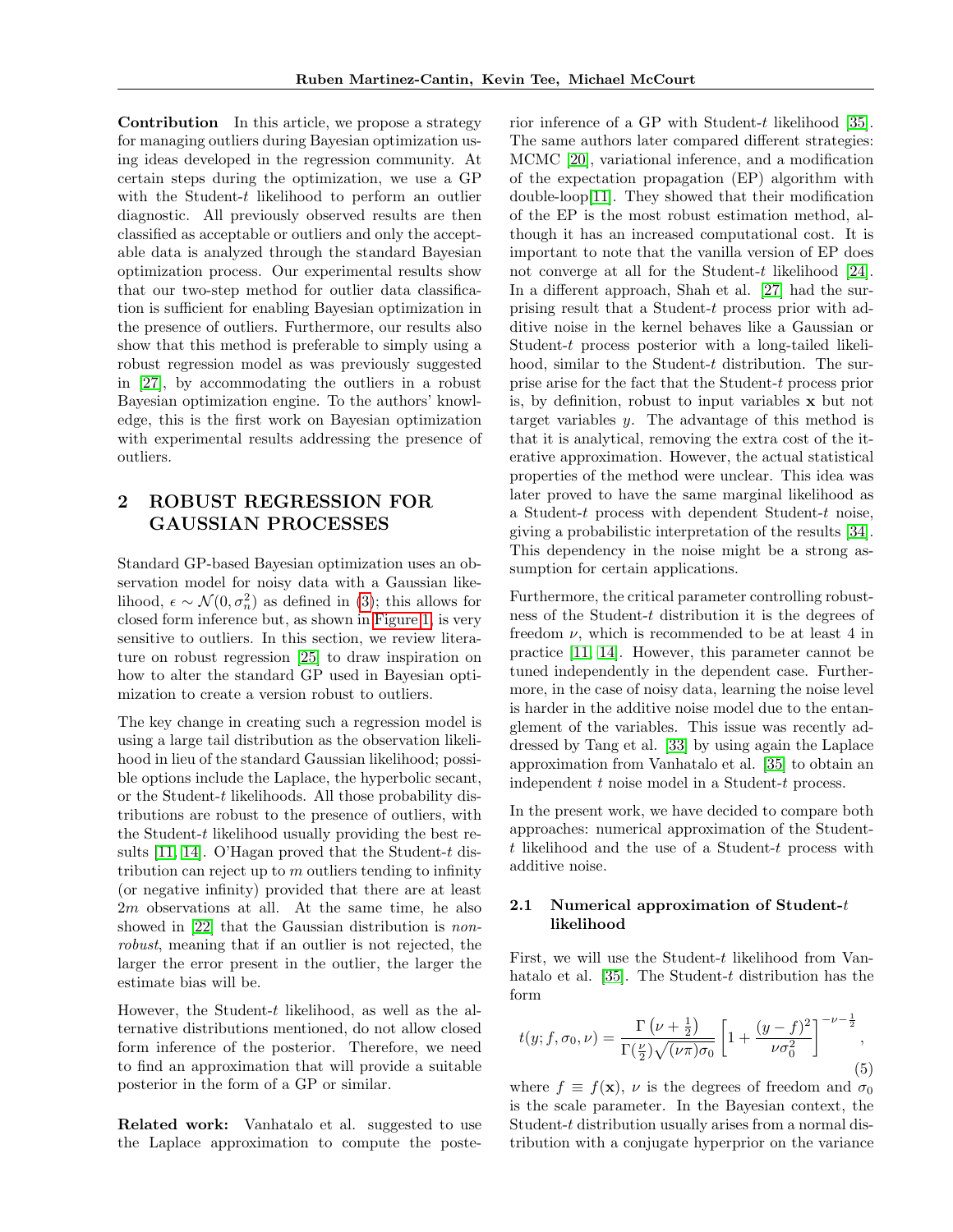**Contribution** In this article, we propose a strategy for managing outliers during Bayesian optimization using ideas developed in the regression community. At certain steps during the optimization, we use a GP with the Student-$t$ likelihood to perform an outlier diagnostic. All previously observed results are then classified as acceptable or outliers and only the acceptable data is analyzed through the standard Bayesian optimization process. Our experimental results show that our two-step method for outlier data classification is sufficient for enabling Bayesian optimization in the presence of outliers. Furthermore, our results also show that this method is preferable to simply using a robust regression model as was previously suggested in [27], by accommodating the outliers in a robust Bayesian optimization engine. To the authors' knowledge, this is the first work on Bayesian optimization with experimental results addressing the presence of outliers.

## 2 ROBUST REGRESSION FOR GAUSSIAN PROCESSES

Standard GP-based Bayesian optimization uses an observation model for noisy data with a Gaussian likelihood, $\epsilon \sim \mathcal{N}(0, \sigma_n^2)$ as defined in (3); this allows for closed form inference but, as shown in Figure 1, is very sensitive to outliers. In this section, we review literature on robust regression [25] to draw inspiration on how to alter the standard GP used in Bayesian optimization to create a version robust to outliers.

The key change in creating such a regression model is using a large tail distribution as the observation likelihood in lieu of the standard Gaussian likelihood; possible options include the Laplace, the hyperbolic secant, or the Student-$t$ likelihoods. All those probability distributions are robust to the presence of outliers, with the Student-$t$ likelihood usually providing the best results [11, 14]. O'Hagan proved that the Student-$t$ distribution can reject up to $m$ outliers tending to infinity (or negative infinity) provided that there are at least $2m$ observations at all. At the same time, he also showed in [22] that the Gaussian distribution is *non-robust*, meaning that if an outlier is not rejected, the larger the error present in the outlier, the larger the estimate bias will be.

However, the Student-$t$ likelihood, as well as the alternative distributions mentioned, do not allow closed form inference of the posterior. Therefore, we need to find an approximation that will provide a suitable posterior in the form of a GP or similar.

**Related work:** Vanhatalo et al. suggested to use the Laplace approximation to compute the posterior inference of a GP with Student-$t$ likelihood [35]. The same authors later compared different strategies: MCMC [20], variational inference, and a modification of the expectation propagation (EP) algorithm with double-loop[11]. They showed that their modification of the EP is the most robust estimation method, although it has an increased computational cost. It is important to note that the vanilla version of EP does not converge at all for the Student-$t$ likelihood [24]. In a different approach, Shah et al. [27] had the surprising result that a Student-$t$ process prior with additive noise in the kernel behaves like a Gaussian or Student-$t$ process posterior with a long-tailed likelihood, similar to the Student-$t$ distribution. The surprise arise for the fact that the Student-$t$ process prior is, by definition, robust to input variables $\mathbf{x}$ but not target variables $y$. The advantage of this method is that it is analytical, removing the extra cost of the iterative approximation. However, the actual statistical properties of the method were unclear. This idea was later proved to have the same marginal likelihood as a Student-$t$ process with dependent Student-$t$ noise, giving a probabilistic interpretation of the results [34]. This dependency in the noise might be a strong assumption for certain applications.

Furthermore, the critical parameter controlling robustness of the Student-$t$ distribution it is the degrees of freedom $\nu$, which is recommended to be at least 4 in practice [11, 14]. However, this parameter cannot be tuned independently in the dependent case. Furthermore, in the case of noisy data, learning the noise level is harder in the additive noise model due to the entanglement of the variables. This issue was recently addressed by Tang et al. [33] by using again the Laplace approximation from Vanhatalo et al. [35] to obtain an independent $t$ noise model in a Student-$t$ process.

In the present work, we have decided to compare both approaches: numerical approximation of the Student-$t$ likelihood and the use of a Student-$t$ process with additive noise.

### 2.1 Numerical approximation of Student-$t$ likelihood

First, we will use the Student-$t$ likelihood from Vanhatalo et al. [35]. The Student-$t$ distribution has the form

$$t(y; f, \sigma_0, \nu) = \frac{\Gamma\left(\nu + \frac{1}{2}\right)}{\Gamma(\frac{\nu}{2})\sqrt{(\nu\pi)}\sigma_0}\left[1 + \frac{(y-f)^2}{\nu\sigma_0^2}\right]^{-\nu-\frac{1}{2}}, \tag{5}$$

where $f \equiv f(\mathbf{x})$, $\nu$ is the degrees of freedom and $\sigma_0$ is the scale parameter. In the Bayesian context, the Student-$t$ distribution usually arises from a normal distribution with a conjugate hyperprior on the variance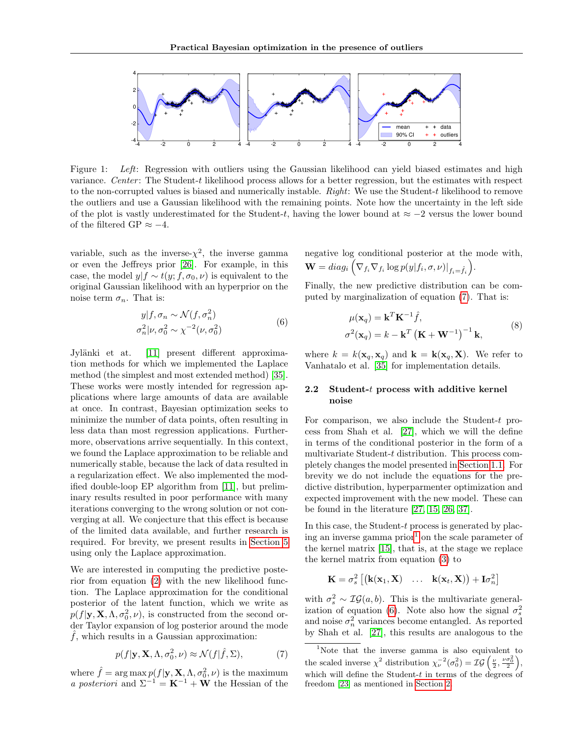Figure 1: *Left*: Regression with outliers using the Gaussian likelihood can yield biased estimates and high variance. *Center*: The Student-$t$ likelihood process allows for a better regression, but the estimates with respect to the non-corrupted values is biased and numerically instable. *Right*: We use the Student-$t$ likelihood to remove the outliers and use a Gaussian likelihood with the remaining points. Note how the uncertainty in the left side of the plot is vastly underestimated for the Student-$t$, having the lower bound at $\approx -2$ versus the lower bound of the filtered GP $\approx -4$.

variable, such as the inverse-$\chi^2$, the inverse gamma or even the Jeffreys prior [26]. For example, in this case, the model $y|f \sim t(y; f, \sigma_0, \nu)$ is equivalent to the original Gaussian likelihood with an hyperprior on the noise term $\sigma_n$. That is:

$$
\begin{aligned}
y|f, \sigma_n &\sim \mathcal{N}(f, \sigma_n^2) \\
\sigma_n^2|\nu, \sigma_0^2 &\sim \chi^{-2}(\nu, \sigma_0^2)
\end{aligned} \tag{6}
$$

Jylänki et at. [11] present different approximation methods for which we implemented the Laplace method (the simplest and most extended method) [35]. These works were mostly intended for regression applications where large amounts of data are available at once. In contrast, Bayesian optimization seeks to minimize the number of data points, often resulting in less data than most regression applications. Furthermore, observations arrive sequentially. In this context, we found the Laplace approximation to be reliable and numerically stable, because the lack of data resulted in a regularization effect. We also implemented the modified double-loop EP algorithm from [11], but preliminary results resulted in poor performance with many iterations converging to the wrong solution or not converging at all. We conjecture that this effect is because of the limited data available, and further research is required. For brevity, we present results in Section 5 using only the Laplace approximation.

We are interested in computing the predictive posterior from equation (2) with the new likelihood function. The Laplace approximation for the conditional posterior of the latent function, which we write as $p(f|\mathbf{y}, \mathbf{X}, \Lambda, \sigma_0^2, \nu)$, is constructed from the second order Taylor expansion of log posterior around the mode $\hat{f}$, which results in a Gaussian approximation:

$$
p(f|\mathbf{y}, \mathbf{X}, \Lambda, \sigma_0^2, \nu) \approx \mathcal{N}(f|\hat{f}, \Sigma), \tag{7}
$$

where $\hat{f} = \arg\max p(f|\mathbf{y}, \mathbf{X}, \Lambda, \sigma_0^2, \nu)$ is the maximum *a posteriori* and $\Sigma^{-1} = \mathbf{K}^{-1} + \mathbf{W}$ the Hessian of the negative log conditional posterior at the mode with, $\mathbf{W} = diag_i\left(\nabla_{f_i}\nabla_{f_i} \log p(y|f_i, \sigma, \nu)|_{f_i=\hat{f}_i}\right)$.

Finally, the new predictive distribution can be computed by marginalization of equation (7). That is:

$$
\begin{aligned}
\mu(\mathbf{x}_q) &= \mathbf{k}^T\mathbf{K}^{-1}\hat{f}, \\
\sigma^2(\mathbf{x}_q) &= k - \mathbf{k}^T\left(\mathbf{K} + \mathbf{W}^{-1}\right)^{-1}\mathbf{k},
\end{aligned} \tag{8}
$$

where $k = k(\mathbf{x}_q, \mathbf{x}_q)$ and $\mathbf{k} = \mathbf{k}(\mathbf{x}_q, \mathbf{X})$. We refer to Vanhatalo et al. [35] for implementation details.

### 2.2 Student-$t$ process with additive kernel noise

For comparison, we also include the Student-$t$ process from Shah et al. [27], which we will the define in terms of the conditional posterior in the form of a multivariate Student-$t$ distribution. This process completely changes the model presented in Section 1.1. For brevity we do not include the equations for the predictive distribution, hyperparmenter optimization and expected improvement with the new model. These can be found in the literature [27, 15, 26, 37].

In this case, the Student-$t$ process is generated by placing an inverse gamma prior[1] on the scale parameter of the kernel matrix [15], that is, at the stage we replace the kernel matrix from equation (3) to

$$
\mathbf{K} = \sigma_s^2\left[\begin{pmatrix}\mathbf{k}(\mathbf{x}_1, \mathbf{X}) & \ldots & \mathbf{k}(\mathbf{x}_t, \mathbf{X})\end{pmatrix} + \mathbf{I}\sigma_n^2\right]
$$

with $\sigma_s^2 \sim \mathcal{IG}(a, b)$. This is the multivariate generalization of equation (6). Note also how the signal $\sigma_s^2$ and noise $\sigma_n^2$ variances become entangled. As reported by Shah et al. [27], this results are analogous to the

[1] Note that the inverse gamma is also equivalent to the scaled inverse $\chi^2$ distribution $\chi_\nu^{-2}(\sigma_0^2) = \mathcal{IG}\left(\frac{\nu}{2}, \frac{\nu\sigma_0^2}{2}\right)$, which will define the Student-$t$ in terms of the degrees of freedom [23] as mentioned in Section 2.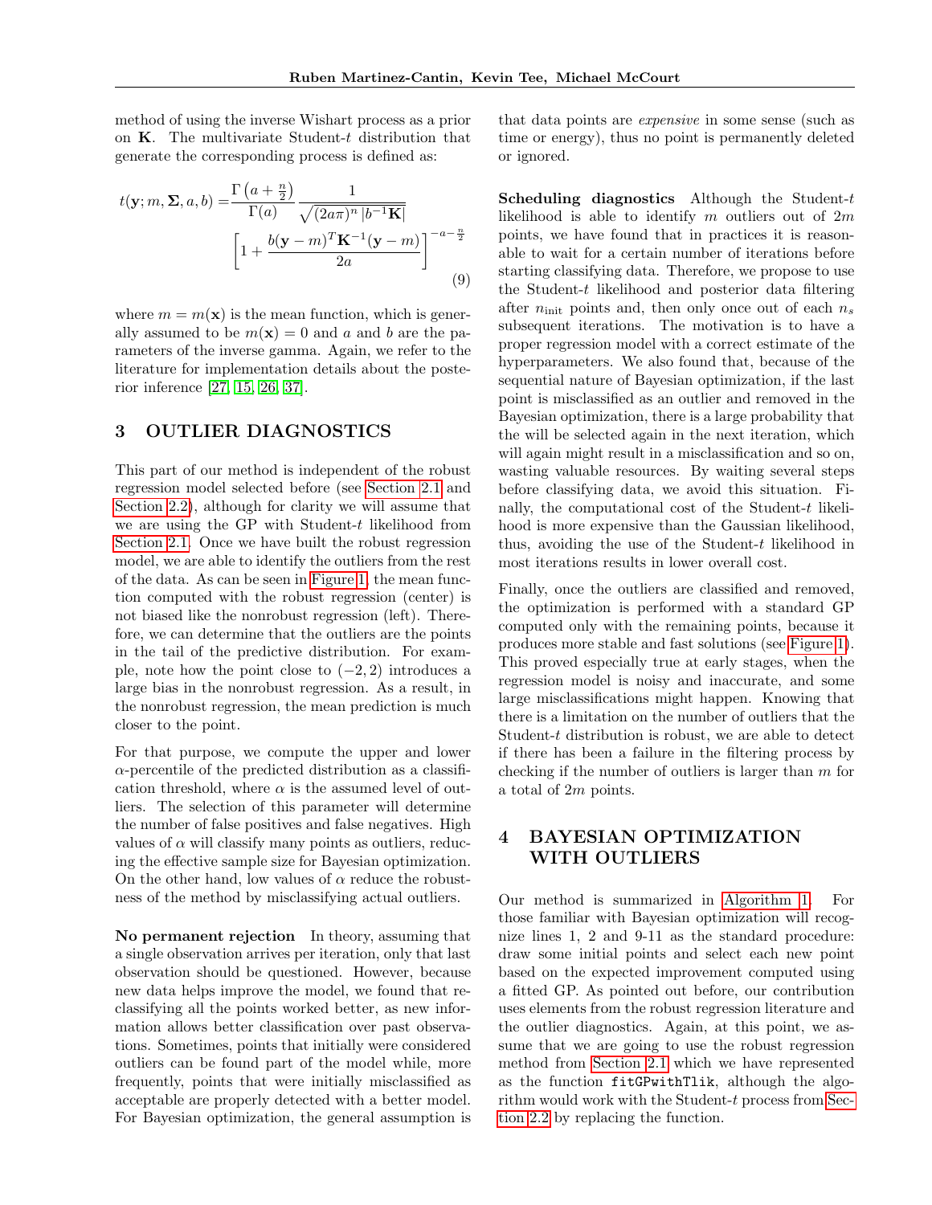method of using the inverse Wishart process as a prior on $\mathbf{K}$. The multivariate Student-$t$ distribution that generate the corresponding process is defined as:

$$t(\mathbf{y}; m, \mathbf{\Sigma}, a, b) = \frac{\Gamma\left(a + \frac{n}{2}\right)}{\Gamma(a)} \frac{1}{\sqrt{(2a\pi)^n \, |b^{-1}\mathbf{K}|}} \left[1 + \frac{b(\mathbf{y} - m)^T \mathbf{K}^{-1} (\mathbf{y} - m)}{2a}\right]^{-a-\frac{n}{2}} \tag{9}$$

where $m = m(\mathbf{x})$ is the mean function, which is generally assumed to be $m(\mathbf{x}) = 0$ and $a$ and $b$ are the parameters of the inverse gamma. Again, we refer to the literature for implementation details about the posterior inference [27, 15, 26, 37].

## 3 OUTLIER DIAGNOSTICS

This part of our method is independent of the robust regression model selected before (see Section 2.1 and Section 2.2), although for clarity we will assume that we are using the GP with Student-$t$ likelihood from Section 2.1. Once we have built the robust regression model, we are able to identify the outliers from the rest of the data. As can be seen in Figure 1, the mean function computed with the robust regression (center) is not biased like the nonrobust regression (left). Therefore, we can determine that the outliers are the points in the tail of the predictive distribution. For example, note how the point close to $(-2, 2)$ introduces a large bias in the nonrobust regression. As a result, in the nonrobust regression, the mean prediction is much closer to the point.

For that purpose, we compute the upper and lower $\alpha$-percentile of the predicted distribution as a classification threshold, where $\alpha$ is the assumed level of outliers. The selection of this parameter will determine the number of false positives and false negatives. High values of $\alpha$ will classify many points as outliers, reducing the effective sample size for Bayesian optimization. On the other hand, low values of $\alpha$ reduce the robustness of the method by misclassifying actual outliers.

**No permanent rejection** In theory, assuming that a single observation arrives per iteration, only that last observation should be questioned. However, because new data helps improve the model, we found that reclassifying all the points worked better, as new information allows better classification over past observations. Sometimes, points that initially were considered outliers can be found part of the model while, more frequently, points that were initially misclassified as acceptable are properly detected with a better model. For Bayesian optimization, the general assumption is that data points are *expensive* in some sense (such as time or energy), thus no point is permanently deleted or ignored.

**Scheduling diagnostics** Although the Student-$t$ likelihood is able to identify $m$ outliers out of $2m$ points, we have found that in practices it is reasonable to wait for a certain number of iterations before starting classifying data. Therefore, we propose to use the Student-$t$ likelihood and posterior data filtering after $n_{\text{init}}$ points and, then only once out of each $n_s$ subsequent iterations. The motivation is to have a proper regression model with a correct estimate of the hyperparameters. We also found that, because of the sequential nature of Bayesian optimization, if the last point is misclassified as an outlier and removed in the Bayesian optimization, there is a large probability that the will be selected again in the next iteration, which will again might result in a misclassification and so on, wasting valuable resources. By waiting several steps before classifying data, we avoid this situation. Finally, the computational cost of the Student-$t$ likelihood is more expensive than the Gaussian likelihood, thus, avoiding the use of the Student-$t$ likelihood in most iterations results in lower overall cost.

Finally, once the outliers are classified and removed, the optimization is performed with a standard GP computed only with the remaining points, because it produces more stable and fast solutions (see Figure 1). This proved especially true at early stages, when the regression model is noisy and inaccurate, and some large misclassifications might happen. Knowing that there is a limitation on the number of outliers that the Student-$t$ distribution is robust, we are able to detect if there has been a failure in the filtering process by checking if the number of outliers is larger than $m$ for a total of $2m$ points.

## 4 BAYESIAN OPTIMIZATION WITH OUTLIERS

Our method is summarized in Algorithm 1. For those familiar with Bayesian optimization will recognize lines 1, 2 and 9-11 as the standard procedure: draw some initial points and select each new point based on the expected improvement computed using a fitted GP. As pointed out before, our contribution uses elements from the robust regression literature and the outlier diagnostics. Again, at this point, we assume that we are going to use the robust regression method from Section 2.1 which we have represented as the function `fitGPwithTlik`, although the algorithm would work with the Student-$t$ process from Section 2.2 by replacing the function.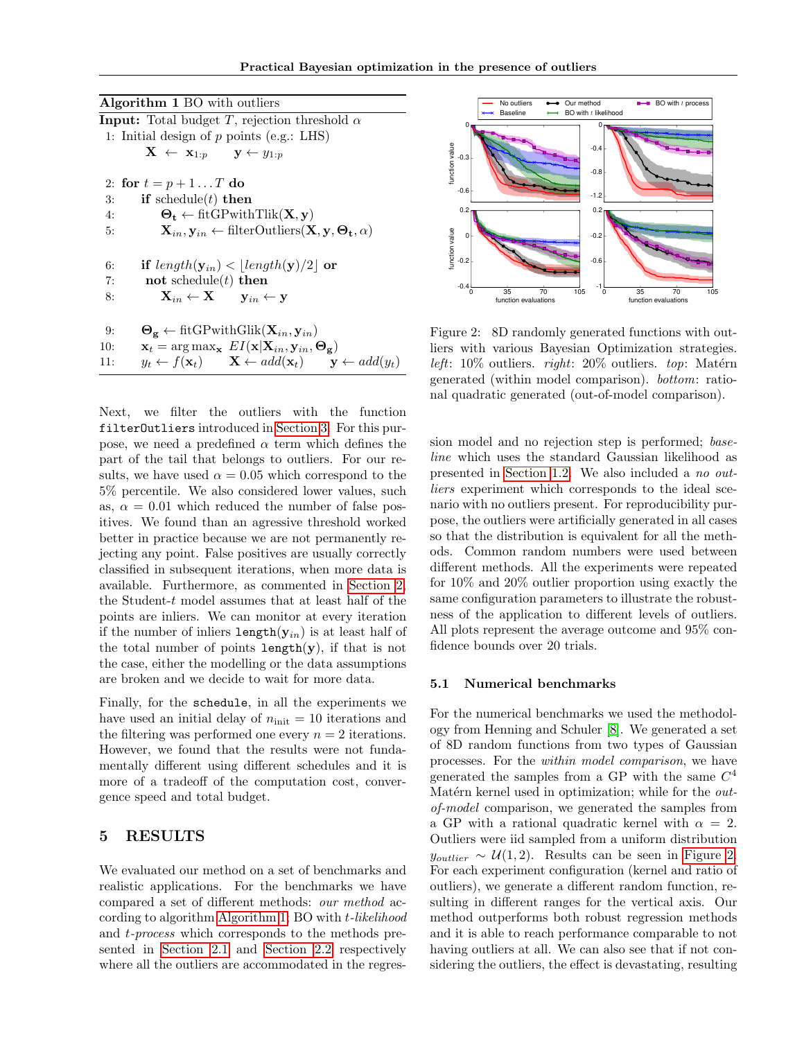**Algorithm 1** BO with outliers

**Input:** Total budget $T$, rejection threshold $\alpha$

1: Initial design of $p$ points (e.g.: LHS)
  $\mathbf{X} \leftarrow \mathbf{x}_{1:p} \quad \mathbf{y} \leftarrow y_{1:p}$

2: **for** $t = p+1 \ldots T$ **do**
3: **if** schedule($t$) **then**
4: $\mathbf{\Theta_t} \leftarrow$ fitGPwithTlik($\mathbf{X}, \mathbf{y}$)
5: $\mathbf{X}_{in}, \mathbf{y}_{in} \leftarrow$ filterOutliers($\mathbf{X}, \mathbf{y}, \mathbf{\Theta_t}, \alpha$)

6: **if** $length(\mathbf{y}_{in}) < \lfloor length(\mathbf{y})/2 \rfloor$ **or**
7: **not** schedule($t$) **then**
8: $\mathbf{X}_{in} \leftarrow \mathbf{X} \quad \mathbf{y}_{in} \leftarrow \mathbf{y}$

9: $\mathbf{\Theta_g} \leftarrow$ fitGPwithGlik($\mathbf{X}_{in}, \mathbf{y}_{in}$)
10: $\mathbf{x}_t = \arg\max_{\mathbf{x}} EI(\mathbf{x}|\mathbf{X}_{in}, \mathbf{y}_{in}, \mathbf{\Theta_g})$
11: $y_t \leftarrow f(\mathbf{x}_t) \quad \mathbf{X} \leftarrow add(\mathbf{x}_t) \quad \mathbf{y} \leftarrow add(y_t)$

Next, we filter the outliers with the function `filterOutliers` introduced in Section 3. For this purpose, we need a predefined $\alpha$ term which defines the part of the tail that belongs to outliers. For our results, we have used $\alpha = 0.05$ which correspond to the 5% percentile. We also considered lower values, such as, $\alpha = 0.01$ which reduced the number of false positives. We found than an agressive threshold worked better in practice because we are not permanently rejecting any point. False positives are usually correctly classified in subsequent iterations, when more data is available. Furthermore, as commented in Section 2, the Student-$t$ model assumes that at least half of the points are inliers. We can monitor at every iteration if the number of inliers `length`($\mathbf{y}_{in}$) is at least half of the total number of points `length`($\mathbf{y}$), if that is not the case, either the modelling or the data assumptions are broken and we decide to wait for more data.

Finally, for the `schedule`, in all the experiments we have used an initial delay of $n_{\text{init}} = 10$ iterations and the filtering was performed one every $n = 2$ iterations. However, we found that the results were not fundamentally different using different schedules and it is more of a tradeoff of the computation cost, convergence speed and total budget.

## 5 RESULTS

We evaluated our method on a set of benchmarks and realistic applications. For the benchmarks we have compared a set of different methods: *our method* according to algorithm Algorithm 1; BO with *t-likelihood* and *t-process* which corresponds to the methods presented in Section 2.1 and Section 2.2 respectively where all the outliers are accommodated in the regression model and no rejection step is performed; *baseline* which uses the standard Gaussian likelihood as presented in Section 1.2. We also included a *no outliers* experiment which corresponds to the ideal scenario with no outliers present. For reproducibility purpose, the outliers were artificially generated in all cases so that the distribution is equivalent for all the methods. Common random numbers were used between different methods. All the experiments were repeated for 10% and 20% outlier proportion using exactly the same configuration parameters to illustrate the robustness of the application to different levels of outliers. All plots represent the average outcome and 95% confidence bounds over 20 trials.

Figure 2: 8D randomly generated functions with outliers with various Bayesian Optimization strategies. *left*: 10% outliers. *right*: 20% outliers. *top*: Matérn generated (within model comparison). *bottom*: rational quadratic generated (out-of-model comparison).

### 5.1 Numerical benchmarks

For the numerical benchmarks we used the methodology from Henning and Schuler [8]. We generated a set of 8D random functions from two types of Gaussian processes. For the *within model comparison*, we have generated the samples from a GP with the same $C^4$ Matérn kernel used in optimization; while for the *out-of-model* comparison, we generated the samples from a GP with a rational quadratic kernel with $\alpha = 2$. Outliers were iid sampled from a uniform distribution $y_{outlier} \sim \mathcal{U}(1, 2)$. Results can be seen in Figure 2. For each experiment configuration (kernel and ratio of outliers), we generate a different random function, resulting in different ranges for the vertical axis. Our method outperforms both robust regression methods and it is able to reach performance comparable to not having outliers at all. We can also see that if not considering the outliers, the effect is devastating, resulting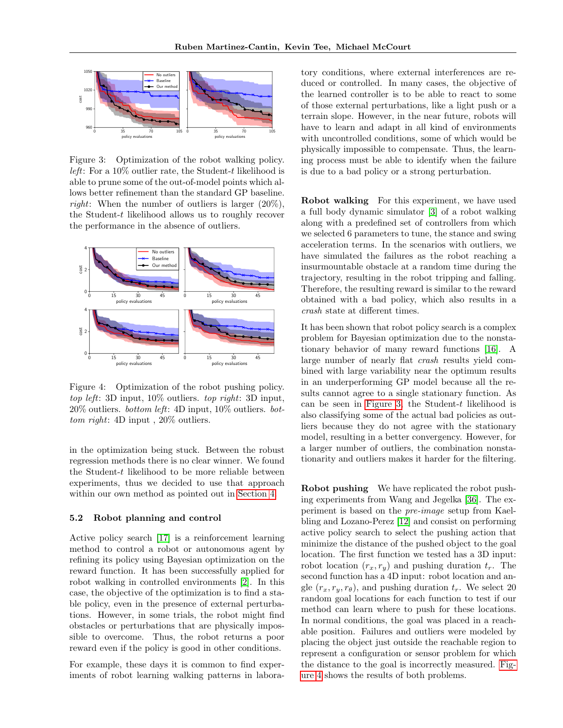Figure 3: Optimization of the robot walking policy. *left*: For a 10% outlier rate, the Student-$t$ likelihood is able to prune some of the out-of-model points which allows better refinement than the standard GP baseline. *right*: When the number of outliers is larger (20%), the Student-$t$ likelihood allows us to roughly recover the performance in the absence of outliers.

Figure 4: Optimization of the robot pushing policy. *top left*: 3D input, 10% outliers. *top right*: 3D input, 20% outliers. *bottom left*: 4D input, 10% outliers. *bottom right*: 4D input , 20% outliers.

in the optimization being stuck. Between the robust regression methods there is no clear winner. We found the Student-$t$ likelihood to be more reliable between experiments, thus we decided to use that approach within our own method as pointed out in Section 4.

### 5.2 Robot planning and control

Active policy search [17] is a reinforcement learning method to control a robot or autonomous agent by refining its policy using Bayesian optimization on the reward function. It has been successfully applied for robot walking in controlled environments [2]. In this case, the objective of the optimization is to find a stable policy, even in the presence of external perturbations. However, in some trials, the robot might find obstacles or perturbations that are physically impossible to overcome. Thus, the robot returns a poor reward even if the policy is good in other conditions.

For example, these days it is common to find experiments of robot learning walking patterns in laboratory conditions, where external interferences are reduced or controlled. In many cases, the objective of the learned controller is to be able to react to some of those external perturbations, like a light push or a terrain slope. However, in the near future, robots will have to learn and adapt in all kind of environments with uncontrolled conditions, some of which would be physically impossible to compensate. Thus, the learning process must be able to identify when the failure is due to a bad policy or a strong perturbation.

**Robot walking** For this experiment, we have used a full body dynamic simulator [3] of a robot walking along with a predefined set of controllers from which we selected 6 parameters to tune, the stance and swing acceleration terms. In the scenarios with outliers, we have simulated the failures as the robot reaching a insurmountable obstacle at a random time during the trajectory, resulting in the robot tripping and falling. Therefore, the resulting reward is similar to the reward obtained with a bad policy, which also results in a *crash* state at different times.

It has been shown that robot policy search is a complex problem for Bayesian optimization due to the nonstationary behavior of many reward functions [16]. A large number of nearly flat *crash* results yield combined with large variability near the optimum results in an underperforming GP model because all the results cannot agree to a single stationary function. As can be seen in Figure 3, the Student-$t$ likelihood is also classifying some of the actual bad policies as outliers because they do not agree with the stationary model, resulting in a better convergency. However, for a larger number of outliers, the combination nonstationarity and outliers makes it harder for the filtering.

**Robot pushing** We have replicated the robot pushing experiments from Wang and Jegelka [36]. The experiment is based on the *pre-image* setup from Kaelbling and Lozano-Perez [12] and consist on performing active policy search to select the pushing action that minimize the distance of the pushed object to the goal location. The first function we tested has a 3D input: robot location $(r_x, r_y)$ and pushing duration $t_r$. The second function has a 4D input: robot location and angle $(r_x, r_y, r_\theta)$, and pushing duration $t_r$. We select 20 random goal locations for each function to test if our method can learn where to push for these locations. In normal conditions, the goal was placed in a reachable position. Failures and outliers were modeled by placing the object just outside the reachable region to represent a configuration or sensor problem for which the distance to the goal is incorrectly measured. Figure 4 shows the results of both problems.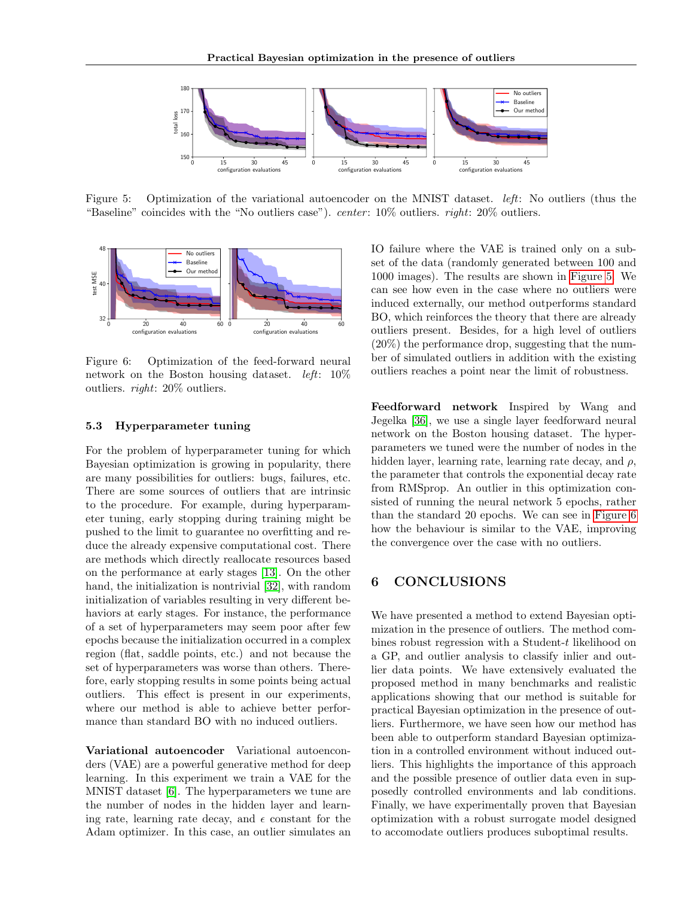Figure 5: Optimization of the variational autoencoder on the MNIST dataset. *left*: No outliers (thus the "Baseline" coincides with the "No outliers case"). *center*: 10% outliers. *right*: 20% outliers.

Figure 6: Optimization of the feed-forward neural network on the Boston housing dataset. *left*: 10% outliers. *right*: 20% outliers.

### 5.3 Hyperparameter tuning

For the problem of hyperparameter tuning for which Bayesian optimization is growing in popularity, there are many possibilities for outliers: bugs, failures, etc. There are some sources of outliers that are intrinsic to the procedure. For example, during hyperparameter tuning, early stopping during training might be pushed to the limit to guarantee no overfitting and reduce the already expensive computational cost. There are methods which directly reallocate resources based on the performance at early stages [13]. On the other hand, the initialization is nontrivial [32], with random initialization of variables resulting in very different behaviors at early stages. For instance, the performance of a set of hyperparameters may seem poor after few epochs because the initialization occurred in a complex region (flat, saddle points, etc.) and not because the set of hyperparameters was worse than others. Therefore, early stopping results in some points being actual outliers. This effect is present in our experiments, where our method is able to achieve better performance than standard BO with no induced outliers.

**Variational autoencoder** Variational autoenconders (VAE) are a powerful generative method for deep learning. In this experiment we train a VAE for the MNIST dataset [6]. The hyperparameters we tune are the number of nodes in the hidden layer and learning rate, learning rate decay, and $\epsilon$ constant for the Adam optimizer. In this case, an outlier simulates an IO failure where the VAE is trained only on a subset of the data (randomly generated between 100 and 1000 images). The results are shown in Figure 5. We can see how even in the case where no outliers were induced externally, our method outperforms standard BO, which reinforces the theory that there are already outliers present. Besides, for a high level of outliers (20%) the performance drop, suggesting that the number of simulated outliers in addition with the existing outliers reaches a point near the limit of robustness.

**Feedforward network** Inspired by Wang and Jegelka [36], we use a single layer feedforward neural network on the Boston housing dataset. The hyperparameters we tuned were the number of nodes in the hidden layer, learning rate, learning rate decay, and $\rho$, the parameter that controls the exponential decay rate from RMSprop. An outlier in this optimization consisted of running the neural network 5 epochs, rather than the standard 20 epochs. We can see in Figure 6 how the behaviour is similar to the VAE, improving the convergence over the case with no outliers.

## 6 CONCLUSIONS

We have presented a method to extend Bayesian optimization in the presence of outliers. The method combines robust regression with a Student-$t$ likelihood on a GP, and outlier analysis to classify inlier and outlier data points. We have extensively evaluated the proposed method in many benchmarks and realistic applications showing that our method is suitable for practical Bayesian optimization in the presence of outliers. Furthermore, we have seen how our method has been able to outperform standard Bayesian optimization in a controlled environment without induced outliers. This highlights the importance of this approach and the possible presence of outlier data even in supposedly controlled environments and lab conditions. Finally, we have experimentally proven that Bayesian optimization with a robust surrogate model designed to accomodate outliers produces suboptimal results.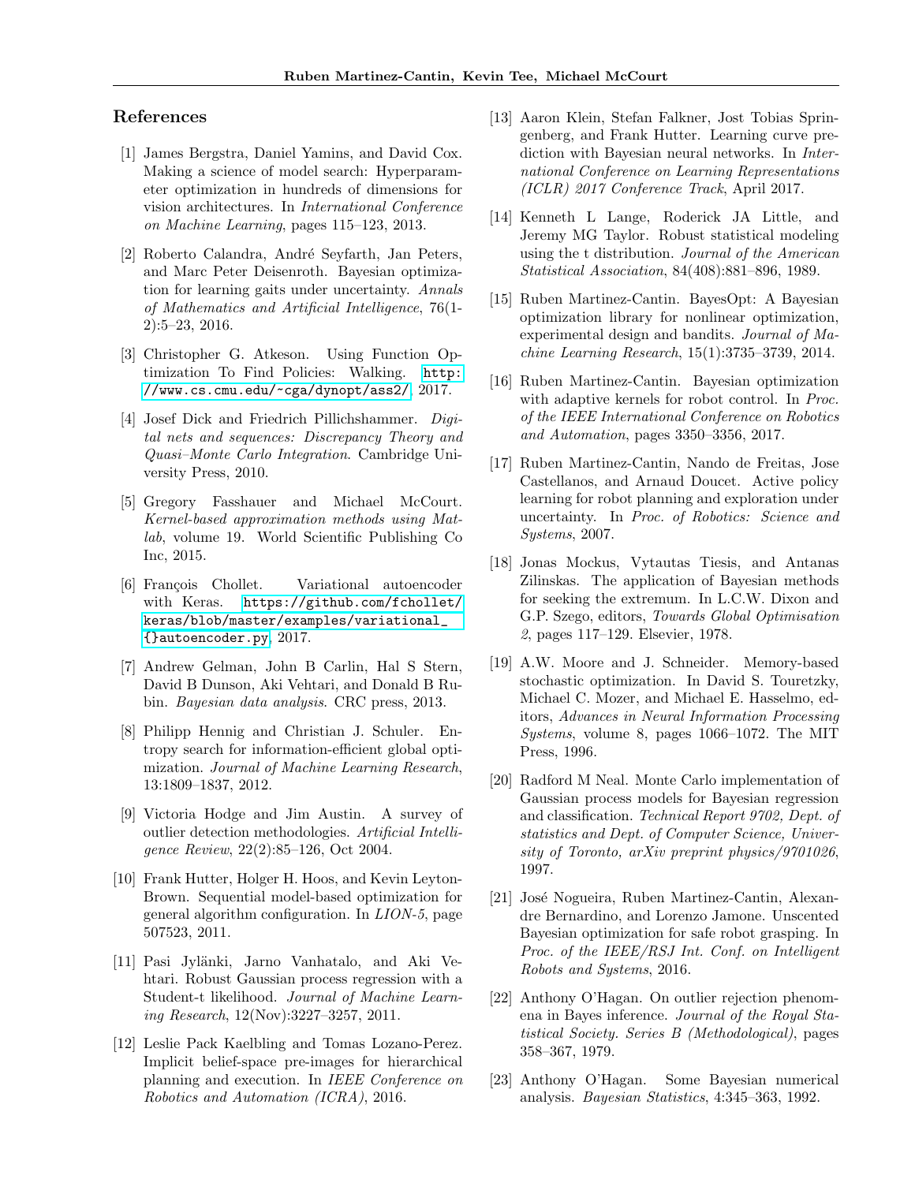## References

[1] James Bergstra, Daniel Yamins, and David Cox. Making a science of model search: Hyperparameter optimization in hundreds of dimensions for vision architectures. In *International Conference on Machine Learning*, pages 115–123, 2013.

[2] Roberto Calandra, André Seyfarth, Jan Peters, and Marc Peter Deisenroth. Bayesian optimization for learning gaits under uncertainty. *Annals of Mathematics and Artificial Intelligence*, 76(1-2):5–23, 2016.

[3] Christopher G. Atkeson. Using Function Optimization To Find Policies: Walking. http://www.cs.cmu.edu/~cga/dynopt/ass2/, 2017.

[4] Josef Dick and Friedrich Pillichshammer. *Digital nets and sequences: Discrepancy Theory and Quasi–Monte Carlo Integration*. Cambridge University Press, 2010.

[5] Gregory Fasshauer and Michael McCourt. *Kernel-based approximation methods using Matlab*, volume 19. World Scientific Publishing Co Inc, 2015.

[6] François Chollet. Variational autoencoder with Keras. https://github.com/fchollet/keras/blob/master/examples/variational_{}autoencoder.py, 2017.

[7] Andrew Gelman, John B Carlin, Hal S Stern, David B Dunson, Aki Vehtari, and Donald B Rubin. *Bayesian data analysis*. CRC press, 2013.

[8] Philipp Hennig and Christian J. Schuler. Entropy search for information-efficient global optimization. *Journal of Machine Learning Research*, 13:1809–1837, 2012.

[9] Victoria Hodge and Jim Austin. A survey of outlier detection methodologies. *Artificial Intelligence Review*, 22(2):85–126, Oct 2004.

[10] Frank Hutter, Holger H. Hoos, and Kevin Leyton-Brown. Sequential model-based optimization for general algorithm configuration. In *LION-5*, page 507523, 2011.

[11] Pasi Jylänki, Jarno Vanhatalo, and Aki Vehtari. Robust Gaussian process regression with a Student-t likelihood. *Journal of Machine Learning Research*, 12(Nov):3227–3257, 2011.

[12] Leslie Pack Kaelbling and Tomas Lozano-Perez. Implicit belief-space pre-images for hierarchical planning and execution. In *IEEE Conference on Robotics and Automation (ICRA)*, 2016.

[13] Aaron Klein, Stefan Falkner, Jost Tobias Springenberg, and Frank Hutter. Learning curve prediction with Bayesian neural networks. In *International Conference on Learning Representations (ICLR) 2017 Conference Track*, April 2017.

[14] Kenneth L Lange, Roderick JA Little, and Jeremy MG Taylor. Robust statistical modeling using the t distribution. *Journal of the American Statistical Association*, 84(408):881–896, 1989.

[15] Ruben Martinez-Cantin. BayesOpt: A Bayesian optimization library for nonlinear optimization, experimental design and bandits. *Journal of Machine Learning Research*, 15(1):3735–3739, 2014.

[16] Ruben Martinez-Cantin. Bayesian optimization with adaptive kernels for robot control. In *Proc. of the IEEE International Conference on Robotics and Automation*, pages 3350–3356, 2017.

[17] Ruben Martinez-Cantin, Nando de Freitas, Jose Castellanos, and Arnaud Doucet. Active policy learning for robot planning and exploration under uncertainty. In *Proc. of Robotics: Science and Systems*, 2007.

[18] Jonas Mockus, Vytautas Tiesis, and Antanas Zilinskas. The application of Bayesian methods for seeking the extremum. In L.C.W. Dixon and G.P. Szego, editors, *Towards Global Optimisation 2*, pages 117–129. Elsevier, 1978.

[19] A.W. Moore and J. Schneider. Memory-based stochastic optimization. In David S. Touretzky, Michael C. Mozer, and Michael E. Hasselmo, editors, *Advances in Neural Information Processing Systems*, volume 8, pages 1066–1072. The MIT Press, 1996.

[20] Radford M Neal. Monte Carlo implementation of Gaussian process models for Bayesian regression and classification. *Technical Report 9702, Dept. of statistics and Dept. of Computer Science, University of Toronto, arXiv preprint physics/9701026*, 1997.

[21] José Nogueira, Ruben Martinez-Cantin, Alexandre Bernardino, and Lorenzo Jamone. Unscented Bayesian optimization for safe robot grasping. In *Proc. of the IEEE/RSJ Int. Conf. on Intelligent Robots and Systems*, 2016.

[22] Anthony O'Hagan. On outlier rejection phenomena in Bayes inference. *Journal of the Royal Statistical Society. Series B (Methodological)*, pages 358–367, 1979.

[23] Anthony O'Hagan. Some Bayesian numerical analysis. *Bayesian Statistics*, 4:345–363, 1992.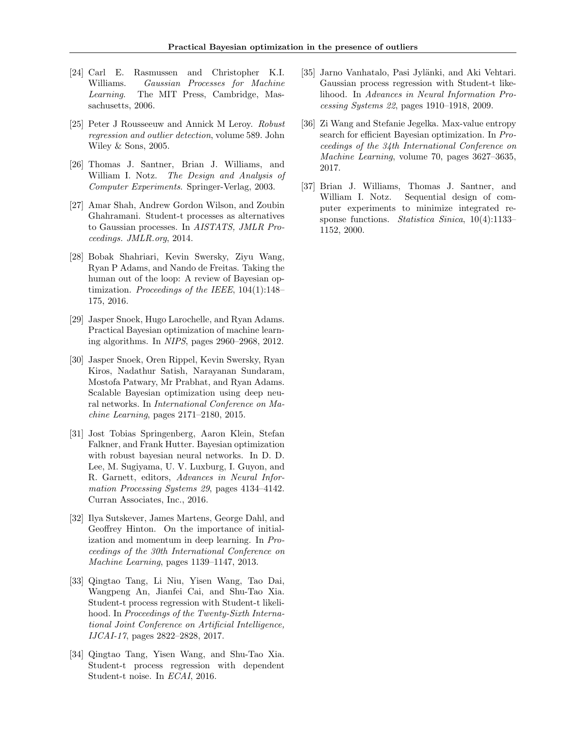[24] Carl E. Rasmussen and Christopher K.I. Williams. *Gaussian Processes for Machine Learning*. The MIT Press, Cambridge, Massachusetts, 2006.

[25] Peter J Rousseeuw and Annick M Leroy. *Robust regression and outlier detection*, volume 589. John Wiley & Sons, 2005.

[26] Thomas J. Santner, Brian J. Williams, and William I. Notz. *The Design and Analysis of Computer Experiments*. Springer-Verlag, 2003.

[27] Amar Shah, Andrew Gordon Wilson, and Zoubin Ghahramani. Student-t processes as alternatives to Gaussian processes. In *AISTATS, JMLR Proceedings. JMLR.org*, 2014.

[28] Bobak Shahriari, Kevin Swersky, Ziyu Wang, Ryan P Adams, and Nando de Freitas. Taking the human out of the loop: A review of Bayesian optimization. *Proceedings of the IEEE*, 104(1):148–175, 2016.

[29] Jasper Snoek, Hugo Larochelle, and Ryan Adams. Practical Bayesian optimization of machine learning algorithms. In *NIPS*, pages 2960–2968, 2012.

[30] Jasper Snoek, Oren Rippel, Kevin Swersky, Ryan Kiros, Nadathur Satish, Narayanan Sundaram, Mostofa Patwary, Mr Prabhat, and Ryan Adams. Scalable Bayesian optimization using deep neural networks. In *International Conference on Machine Learning*, pages 2171–2180, 2015.

[31] Jost Tobias Springenberg, Aaron Klein, Stefan Falkner, and Frank Hutter. Bayesian optimization with robust bayesian neural networks. In D. D. Lee, M. Sugiyama, U. V. Luxburg, I. Guyon, and R. Garnett, editors, *Advances in Neural Information Processing Systems 29*, pages 4134–4142. Curran Associates, Inc., 2016.

[32] Ilya Sutskever, James Martens, George Dahl, and Geoffrey Hinton. On the importance of initialization and momentum in deep learning. In *Proceedings of the 30th International Conference on Machine Learning*, pages 1139–1147, 2013.

[33] Qingtao Tang, Li Niu, Yisen Wang, Tao Dai, Wangpeng An, Jianfei Cai, and Shu-Tao Xia. Student-t process regression with Student-t likelihood. In *Proceedings of the Twenty-Sixth International Joint Conference on Artificial Intelligence, IJCAI-17*, pages 2822–2828, 2017.

[34] Qingtao Tang, Yisen Wang, and Shu-Tao Xia. Student-t process regression with dependent Student-t noise. In *ECAI*, 2016.

[35] Jarno Vanhatalo, Pasi Jylänki, and Aki Vehtari. Gaussian process regression with Student-t likelihood. In *Advances in Neural Information Processing Systems 22*, pages 1910–1918, 2009.

[36] Zi Wang and Stefanie Jegelka. Max-value entropy search for efficient Bayesian optimization. In *Proceedings of the 34th International Conference on Machine Learning*, volume 70, pages 3627–3635, 2017.

[37] Brian J. Williams, Thomas J. Santner, and William I. Notz. Sequential design of computer experiments to minimize integrated response functions. *Statistica Sinica*, 10(4):1133–1152, 2000.